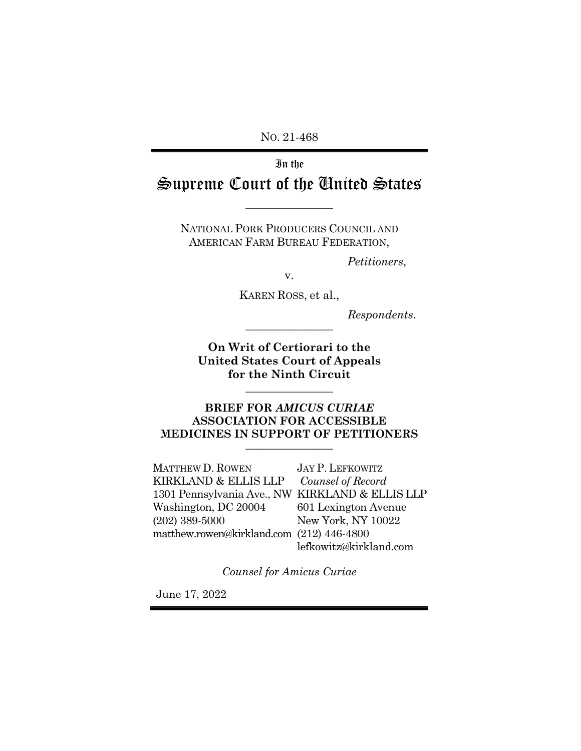NO. 21-468

In the

# Supreme Court of the United States

---

NATIONAL PORK PRODUCERS COUNCIL AND AMERICAN FARM BUREAU FEDERATION,

*Petitioners*,

v.

KAREN ROSS, et al.,

*Respondents*.

---

**On Writ of Certiorari to the United States Court of Appeals for the Ninth Circuit**

---

**BRIEF FOR *AMICUS CURIAE* ASSOCIATION FOR ACCESSIBLE MEDICINES IN SUPPORT OF PETITIONERS**

---

MATTHEW D. ROWEN
KIRKLAND & ELLIS LLP
1301 Pennsylvania Ave., NW
Washington, DC 20004
(202) 389-5000
matthew.rowen@kirkland.com

JAY P. LEFKOWITZ
*Counsel of Record*
KIRKLAND & ELLIS LLP
601 Lexington Avenue
New York, NY 10022
(212) 446-4800
lefkowitz@kirkland.com

*Counsel for Amicus Curiae*

June 17, 2022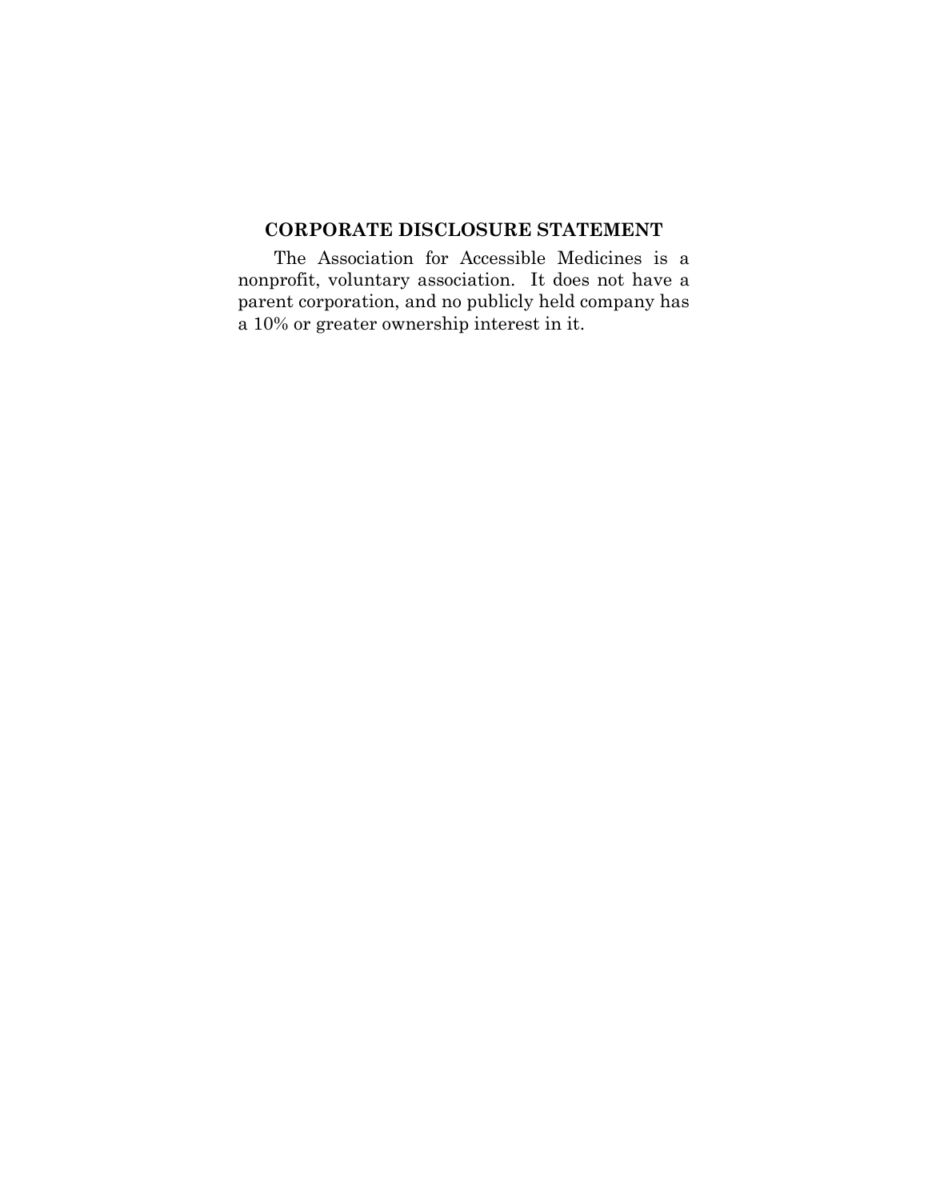## CORPORATE DISCLOSURE STATEMENT

The Association for Accessible Medicines is a nonprofit, voluntary association. It does not have a parent corporation, and no publicly held company has a 10% or greater ownership interest in it.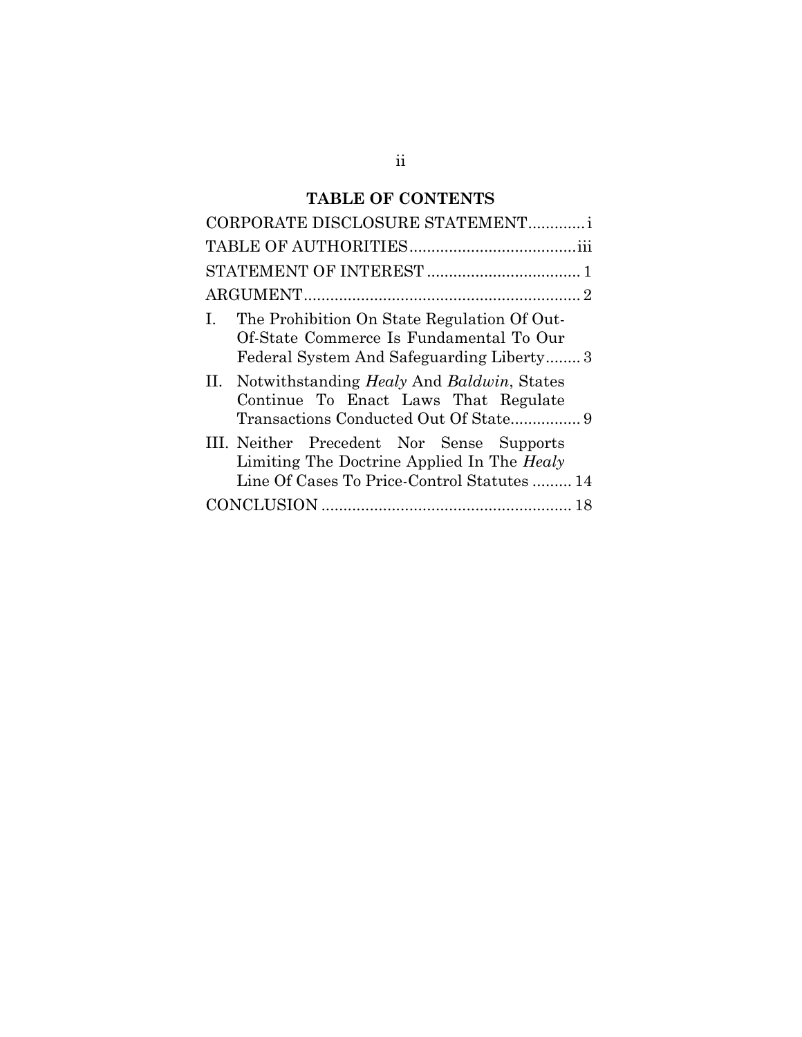# TABLE OF CONTENTS

CORPORATE DISCLOSURE STATEMENT............ i

TABLE OF AUTHORITIES...................................... iii

STATEMENT OF INTEREST .................................. 1

ARGUMENT............................................................... 2

I. The Prohibition On State Regulation Of Out-Of-State Commerce Is Fundamental To Our Federal System And Safeguarding Liberty........ 3

II. Notwithstanding *Healy* And *Baldwin*, States Continue To Enact Laws That Regulate Transactions Conducted Out Of State................ 9

III. Neither Precedent Nor Sense Supports Limiting The Doctrine Applied In The *Healy* Line Of Cases To Price-Control Statutes ......... 14

CONCLUSION ......................................................... 18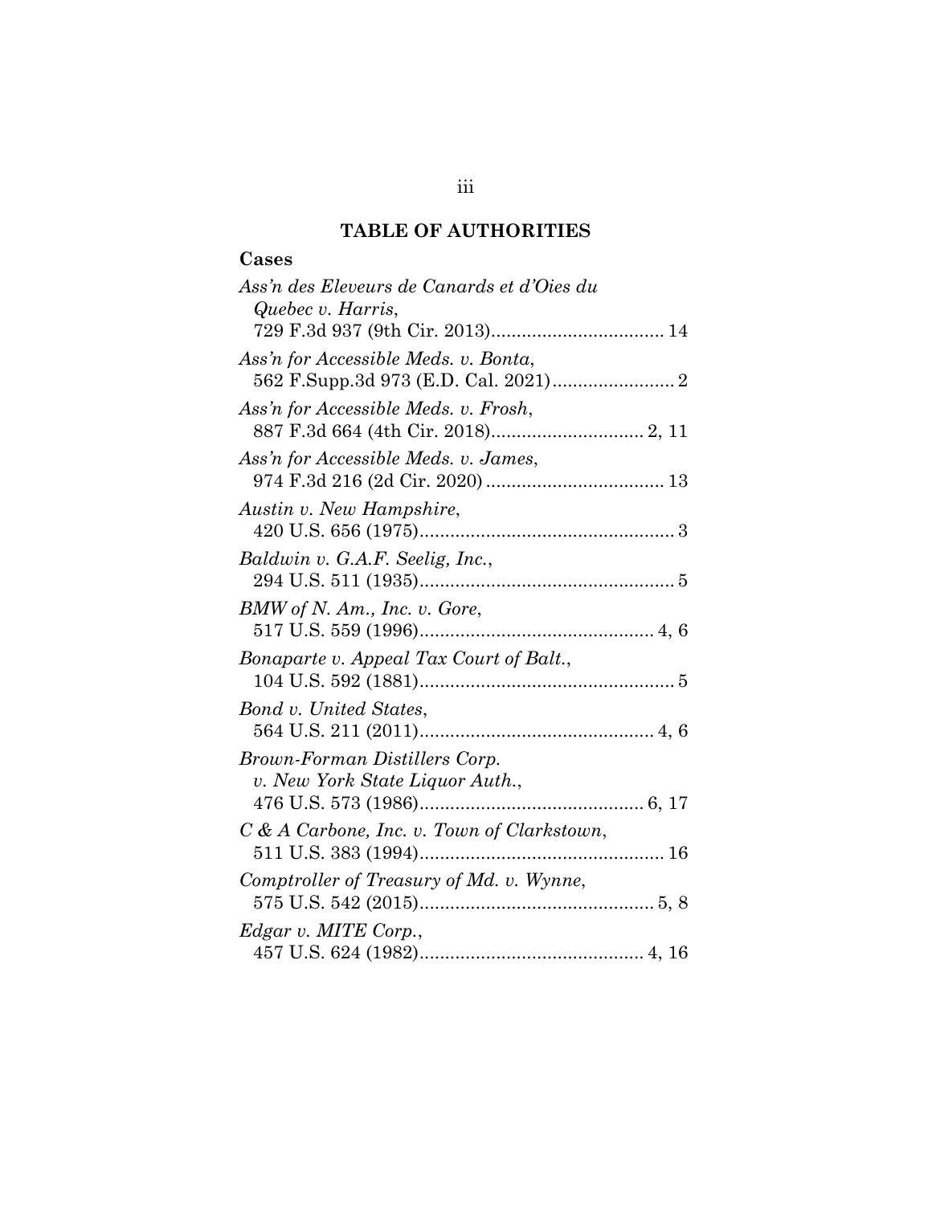## TABLE OF AUTHORITIES

### Cases

*Ass'n des Eleveurs de Canards et d'Oies du Quebec v. Harris*, 729 F.3d 937 (9th Cir. 2013)................................. 14

*Ass'n for Accessible Meds. v. Bonta*, 562 F.Supp.3d 973 (E.D. Cal. 2021)........................ 2

*Ass'n for Accessible Meds. v. Frosh*, 887 F.3d 664 (4th Cir. 2018)............................. 2, 11

*Ass'n for Accessible Meds. v. James*, 974 F.3d 216 (2d Cir. 2020) .................................. 13

*Austin v. New Hampshire*, 420 U.S. 656 (1975).................................................. 3

*Baldwin v. G.A.F. Seelig, Inc.*, 294 U.S. 511 (1935).................................................. 5

*BMW of N. Am., Inc. v. Gore*, 517 U.S. 559 (1996).............................................. 4, 6

*Bonaparte v. Appeal Tax Court of Balt.*, 104 U.S. 592 (1881).................................................. 5

*Bond v. United States*, 564 U.S. 211 (2011).............................................. 4, 6

*Brown-Forman Distillers Corp. v. New York State Liquor Auth.*, 476 U.S. 573 (1986)............................................ 6, 17

*C & A Carbone, Inc. v. Town of Clarkstown*, 511 U.S. 383 (1994)................................................ 16

*Comptroller of Treasury of Md. v. Wynne*, 575 U.S. 542 (2015).............................................. 5, 8

*Edgar v. MITE Corp.*, 457 U.S. 624 (1982)............................................ 4, 16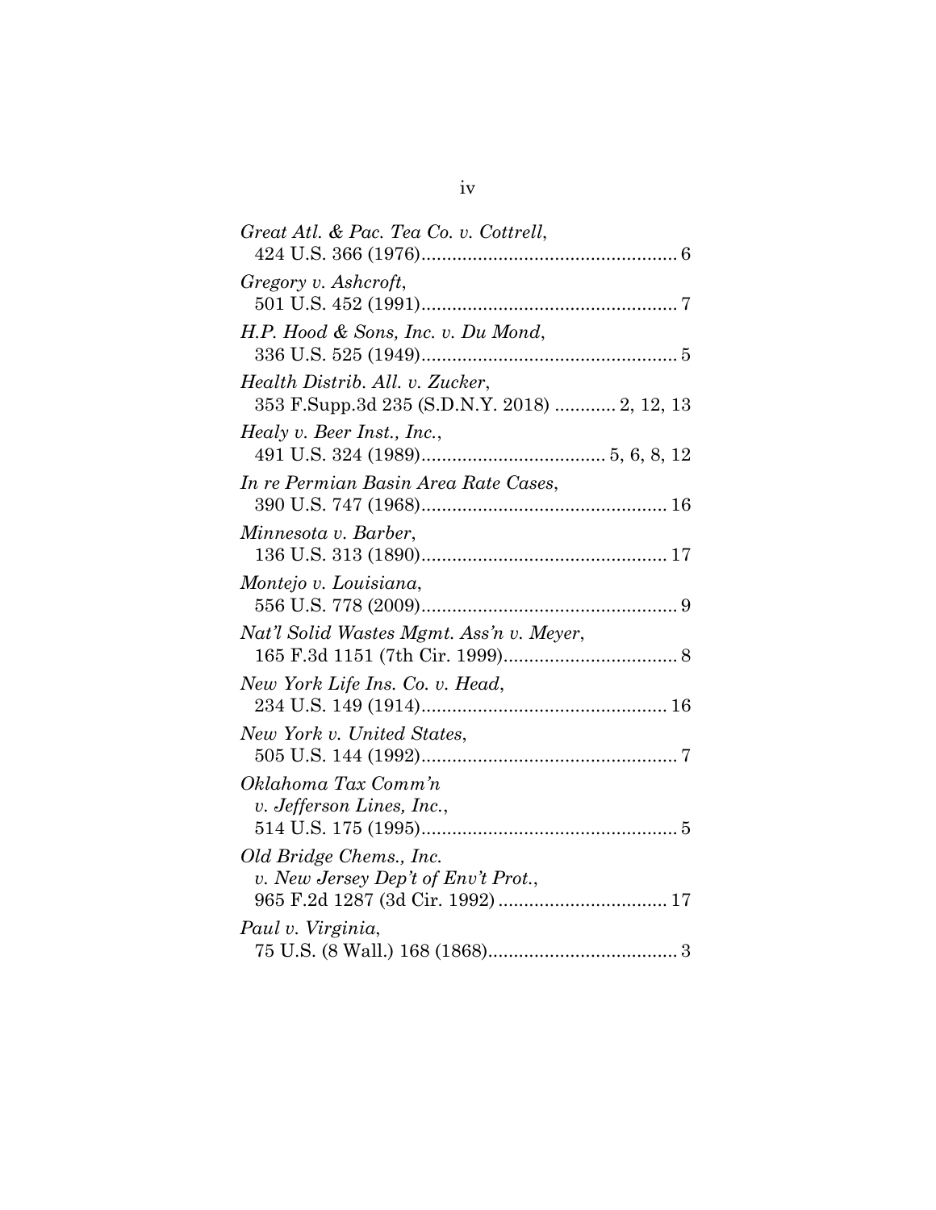*Great Atl. & Pac. Tea Co. v. Cottrell*,
424 U.S. 366 (1976)................................................. 6

*Gregory v. Ashcroft*,
501 U.S. 452 (1991)................................................. 7

*H.P. Hood & Sons, Inc. v. Du Mond*,
336 U.S. 525 (1949)................................................. 5

*Health Distrib. All. v. Zucker*,
353 F.Supp.3d 235 (S.D.N.Y. 2018) ............ 2, 12, 13

*Healy v. Beer Inst., Inc.*,
491 U.S. 324 (1989).................................... 5, 6, 8, 12

*In re Permian Basin Area Rate Cases*,
390 U.S. 747 (1968)................................................ 16

*Minnesota v. Barber*,
136 U.S. 313 (1890)................................................ 17

*Montejo v. Louisiana*,
556 U.S. 778 (2009)................................................. 9

*Nat'l Solid Wastes Mgmt. Ass'n v. Meyer*,
165 F.3d 1151 (7th Cir. 1999)................................. 8

*New York Life Ins. Co. v. Head*,
234 U.S. 149 (1914)................................................ 16

*New York v. United States*,
505 U.S. 144 (1992)................................................. 7

*Oklahoma Tax Comm'n v. Jefferson Lines, Inc.*,
514 U.S. 175 (1995)................................................. 5

*Old Bridge Chems., Inc. v. New Jersey Dep't of Env't Prot.*,
965 F.2d 1287 (3d Cir. 1992) ................................ 17

*Paul v. Virginia*,
75 U.S. (8 Wall.) 168 (1868).................................... 3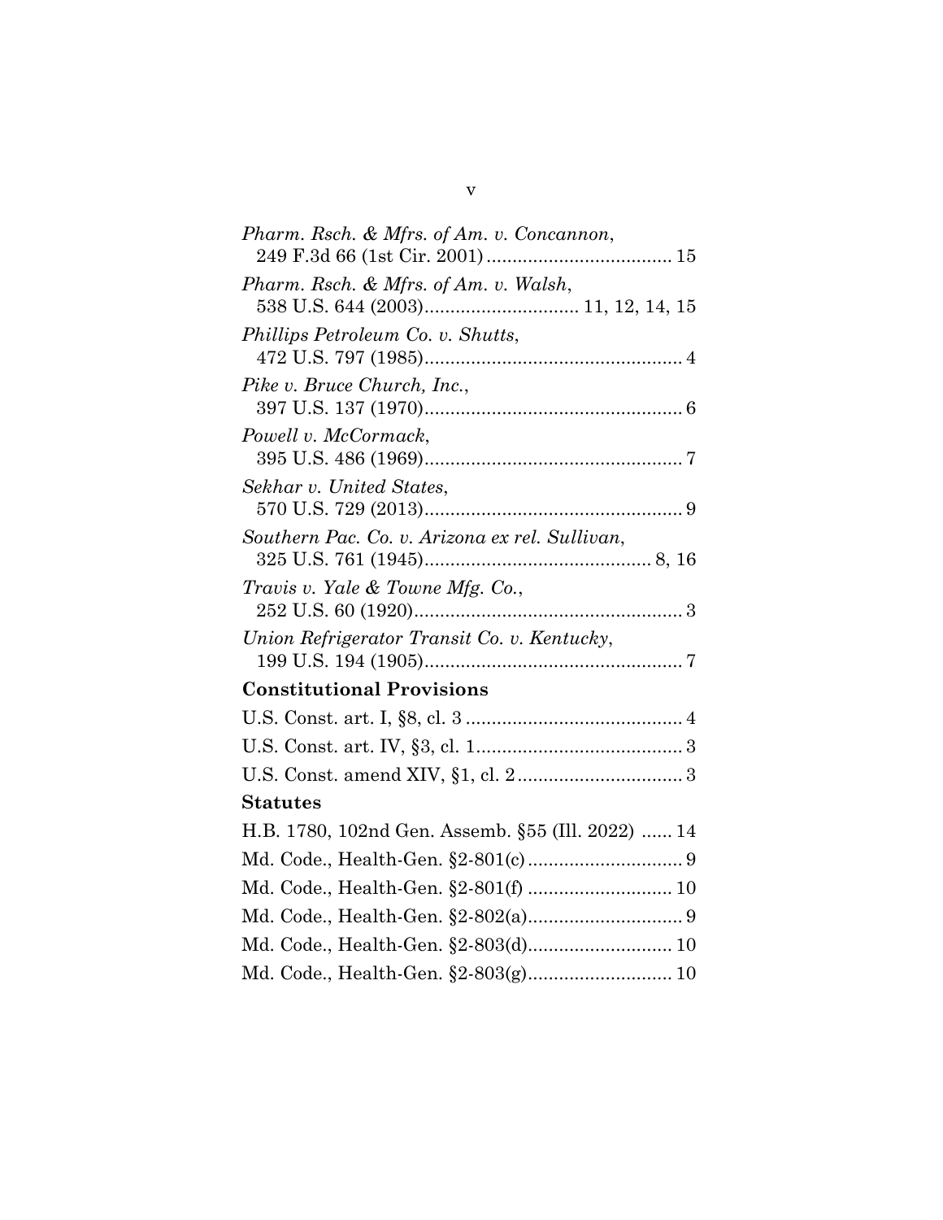*Pharm. Rsch. & Mfrs. of Am. v. Concannon*,
249 F.3d 66 (1st Cir. 2001) .................................... 15

*Pharm. Rsch. & Mfrs. of Am. v. Walsh*,
538 U.S. 644 (2003).............................. 11, 12, 14, 15

*Phillips Petroleum Co. v. Shutts*,
472 U.S. 797 (1985).................................................. 4

*Pike v. Bruce Church, Inc.*,
397 U.S. 137 (1970).................................................. 6

*Powell v. McCormack*,
395 U.S. 486 (1969).................................................. 7

*Sekhar v. United States*,
570 U.S. 729 (2013).................................................. 9

*Southern Pac. Co. v. Arizona ex rel. Sullivan*,
325 U.S. 761 (1945)............................................ 8, 16

*Travis v. Yale & Towne Mfg. Co.*,
252 U.S. 60 (1920).................................................... 3

*Union Refrigerator Transit Co. v. Kentucky*,
199 U.S. 194 (1905).................................................. 7

**Constitutional Provisions**

U.S. Const. art. I, §8, cl. 3 .......................................... 4

U.S. Const. art. IV, §3, cl. 1........................................ 3

U.S. Const. amend XIV, §1, cl. 2 ................................ 3

**Statutes**

H.B. 1780, 102nd Gen. Assemb. §55 (Ill. 2022) ...... 14

Md. Code., Health-Gen. §2-801(c) .............................. 9

Md. Code., Health-Gen. §2-801(f) ............................ 10

Md. Code., Health-Gen. §2-802(a).............................. 9

Md. Code., Health-Gen. §2-803(d)............................ 10

Md. Code., Health-Gen. §2-803(g)............................ 10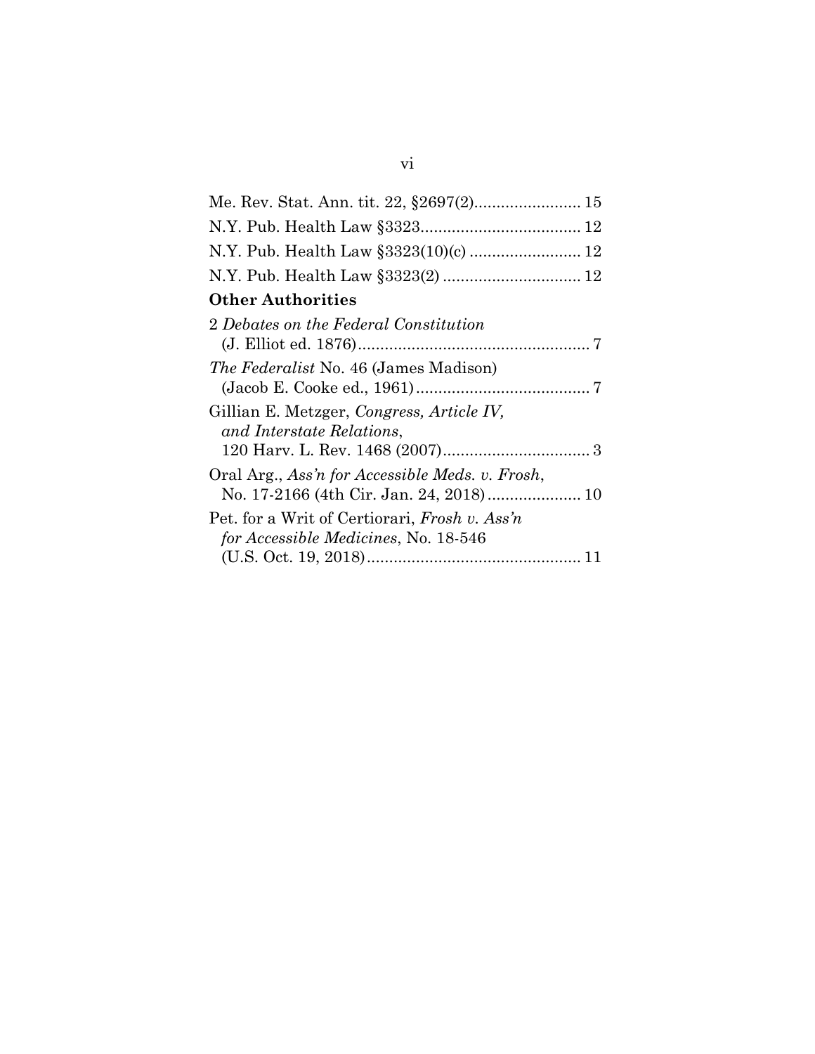Me. Rev. Stat. Ann. tit. 22, §2697(2)........................ 15

N.Y. Pub. Health Law §3323.................................... 12

N.Y. Pub. Health Law §3323(10)(c) ......................... 12

N.Y. Pub. Health Law §3323(2) ............................... 12

**Other Authorities**

2 *Debates on the Federal Constitution* (J. Elliot ed. 1876).................................................... 7

*The Federalist* No. 46 (James Madison) (Jacob E. Cooke ed., 1961)....................................... 7

Gillian E. Metzger, *Congress, Article IV, and Interstate Relations*, 120 Harv. L. Rev. 1468 (2007)................................. 3

Oral Arg., *Ass'n for Accessible Meds. v. Frosh*, No. 17-2166 (4th Cir. Jan. 24, 2018)..................... 10

Pet. for a Writ of Certiorari, *Frosh v. Ass'n for Accessible Medicines*, No. 18-546 (U.S. Oct. 19, 2018)................................................ 11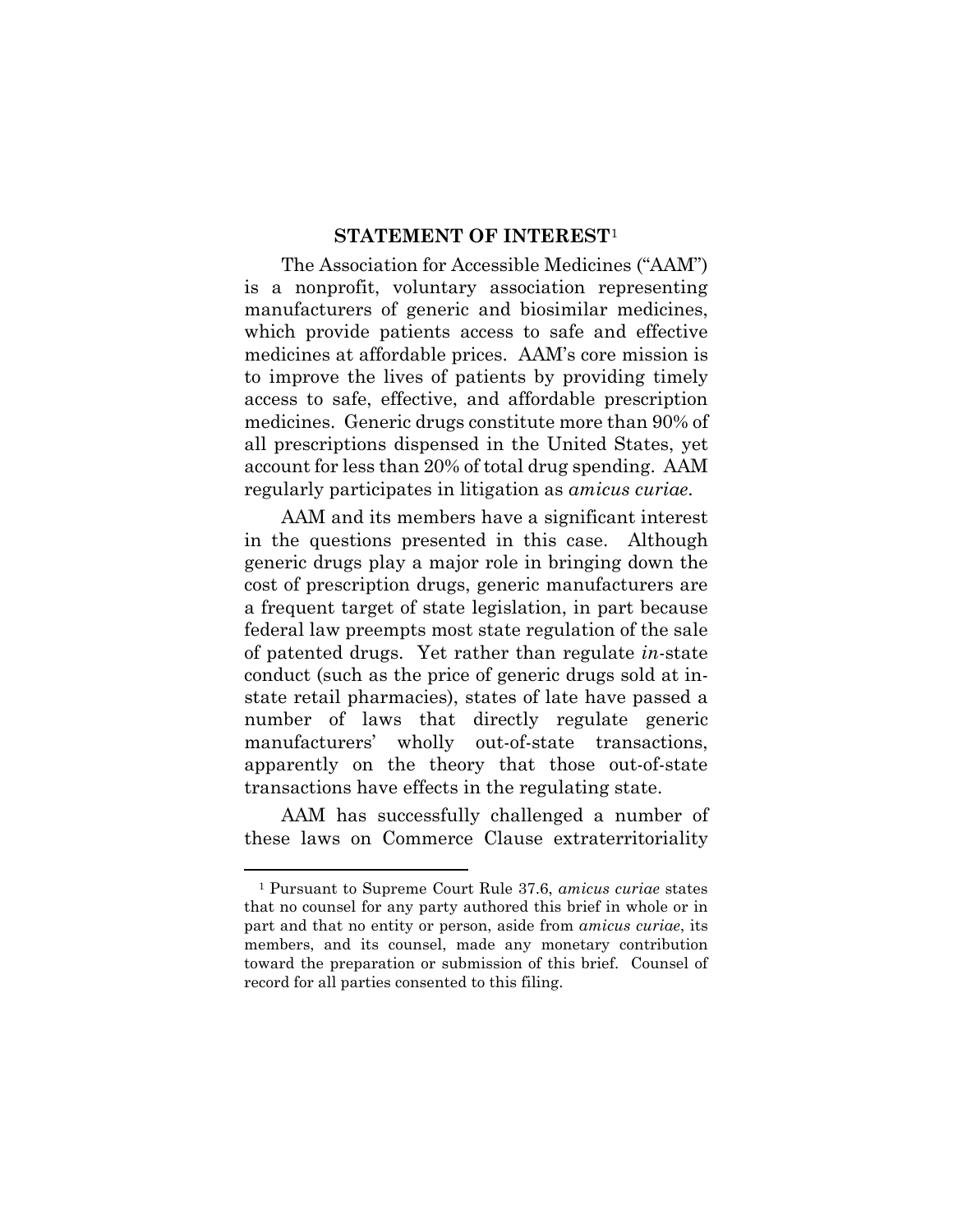## STATEMENT OF INTEREST[1]

The Association for Accessible Medicines ("AAM") is a nonprofit, voluntary association representing manufacturers of generic and biosimilar medicines, which provide patients access to safe and effective medicines at affordable prices. AAM's core mission is to improve the lives of patients by providing timely access to safe, effective, and affordable prescription medicines. Generic drugs constitute more than 90% of all prescriptions dispensed in the United States, yet account for less than 20% of total drug spending. AAM regularly participates in litigation as *amicus curiae*.

AAM and its members have a significant interest in the questions presented in this case. Although generic drugs play a major role in bringing down the cost of prescription drugs, generic manufacturers are a frequent target of state legislation, in part because federal law preempts most state regulation of the sale of patented drugs. Yet rather than regulate *in*-state conduct (such as the price of generic drugs sold at in-state retail pharmacies), states of late have passed a number of laws that directly regulate generic manufacturers' wholly out-of-state transactions, apparently on the theory that those out-of-state transactions have effects in the regulating state.

AAM has successfully challenged a number of these laws on Commerce Clause extraterritoriality

---

[1] Pursuant to Supreme Court Rule 37.6, *amicus curiae* states that no counsel for any party authored this brief in whole or in part and that no entity or person, aside from *amicus curiae*, its members, and its counsel, made any monetary contribution toward the preparation or submission of this brief. Counsel of record for all parties consented to this filing.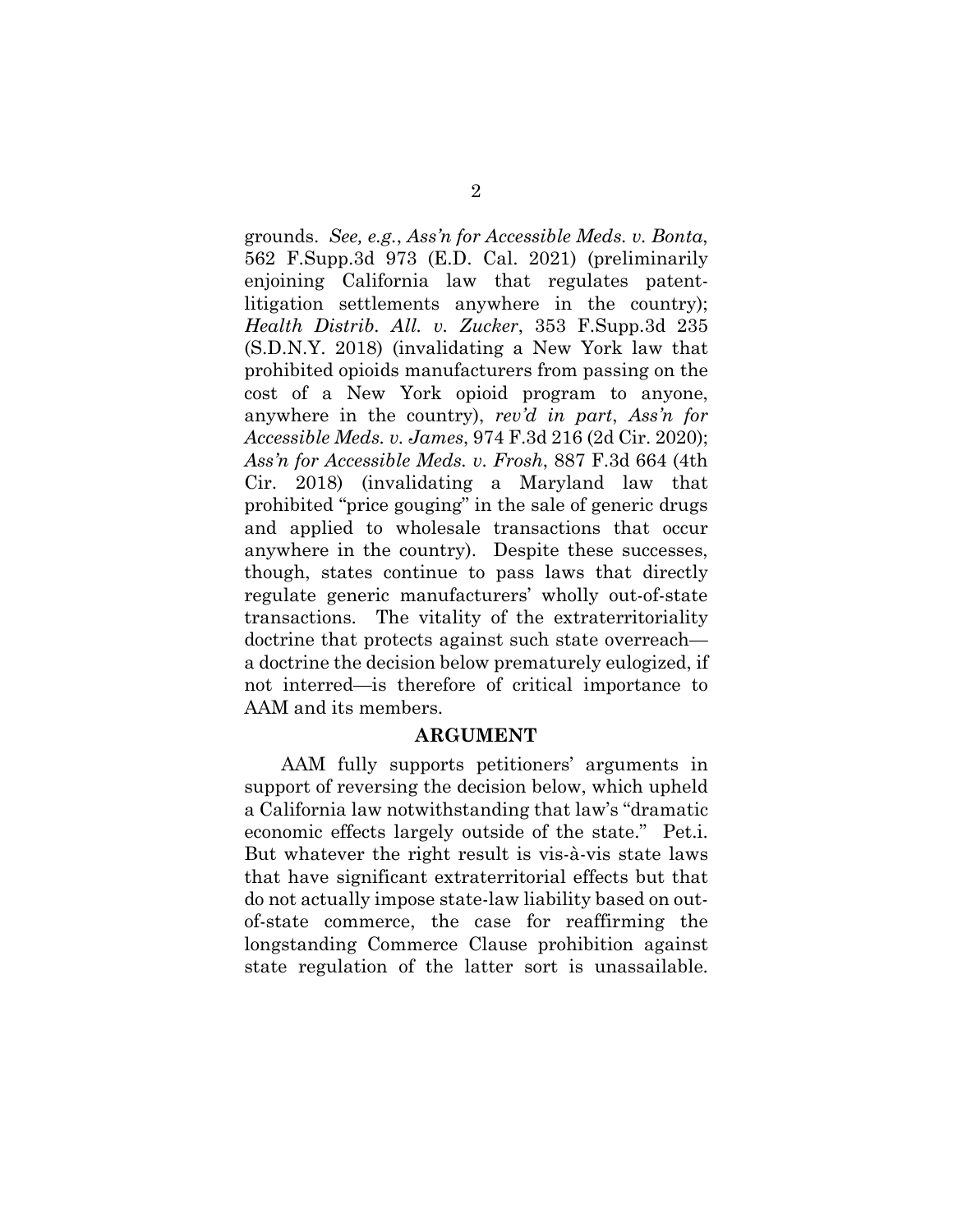grounds. *See, e.g.*, *Ass'n for Accessible Meds. v. Bonta*, 562 F.Supp.3d 973 (E.D. Cal. 2021) (preliminarily enjoining California law that regulates patent-litigation settlements anywhere in the country); *Health Distrib. All. v. Zucker*, 353 F.Supp.3d 235 (S.D.N.Y. 2018) (invalidating a New York law that prohibited opioids manufacturers from passing on the cost of a New York opioid program to anyone, anywhere in the country), *rev'd in part*, *Ass'n for Accessible Meds. v. James*, 974 F.3d 216 (2d Cir. 2020); *Ass'n for Accessible Meds. v. Frosh*, 887 F.3d 664 (4th Cir. 2018) (invalidating a Maryland law that prohibited "price gouging" in the sale of generic drugs and applied to wholesale transactions that occur anywhere in the country). Despite these successes, though, states continue to pass laws that directly regulate generic manufacturers' wholly out-of-state transactions. The vitality of the extraterritoriality doctrine that protects against such state overreach—a doctrine the decision below prematurely eulogized, if not interred—is therefore of critical importance to AAM and its members.

## ARGUMENT

AAM fully supports petitioners' arguments in support of reversing the decision below, which upheld a California law notwithstanding that law's "dramatic economic effects largely outside of the state." Pet.i. But whatever the right result is vis-à-vis state laws that have significant extraterritorial effects but that do not actually impose state-law liability based on out-of-state commerce, the case for reaffirming the longstanding Commerce Clause prohibition against state regulation of the latter sort is unassailable.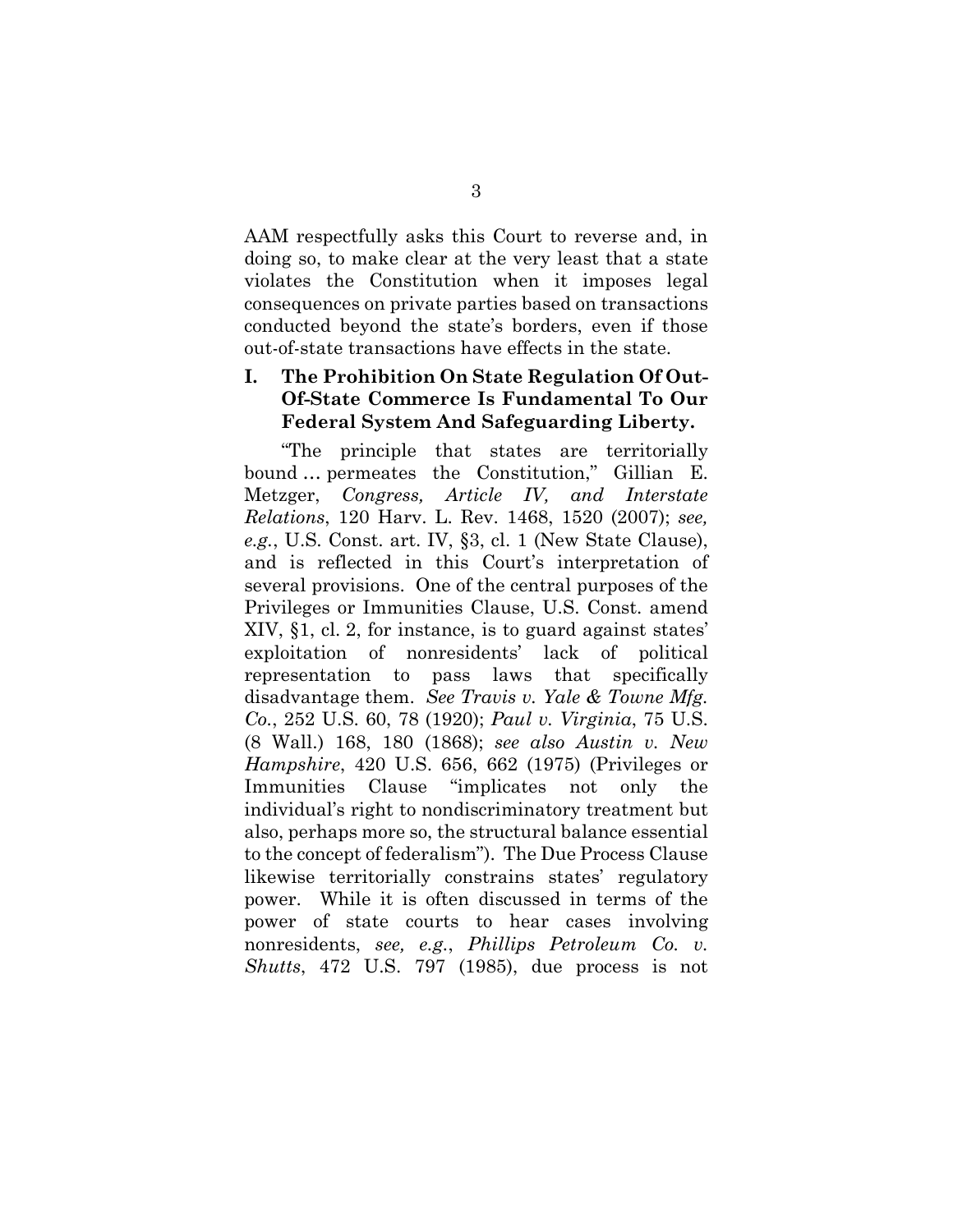AAM respectfully asks this Court to reverse and, in doing so, to make clear at the very least that a state violates the Constitution when it imposes legal consequences on private parties based on transactions conducted beyond the state's borders, even if those out-of-state transactions have effects in the state.

## I. The Prohibition On State Regulation Of Out-Of-State Commerce Is Fundamental To Our Federal System And Safeguarding Liberty.

"The principle that states are territorially bound … permeates the Constitution," Gillian E. Metzger, *Congress, Article IV, and Interstate Relations*, 120 Harv. L. Rev. 1468, 1520 (2007); *see, e.g.*, U.S. Const. art. IV, §3, cl. 1 (New State Clause), and is reflected in this Court's interpretation of several provisions. One of the central purposes of the Privileges or Immunities Clause, U.S. Const. amend XIV, §1, cl. 2, for instance, is to guard against states' exploitation of nonresidents' lack of political representation to pass laws that specifically disadvantage them. *See Travis v. Yale & Towne Mfg. Co.*, 252 U.S. 60, 78 (1920); *Paul v. Virginia*, 75 U.S. (8 Wall.) 168, 180 (1868); *see also Austin v. New Hampshire*, 420 U.S. 656, 662 (1975) (Privileges or Immunities Clause "implicates not only the individual's right to nondiscriminatory treatment but also, perhaps more so, the structural balance essential to the concept of federalism"). The Due Process Clause likewise territorially constrains states' regulatory power. While it is often discussed in terms of the power of state courts to hear cases involving nonresidents, *see, e.g.*, *Phillips Petroleum Co. v. Shutts*, 472 U.S. 797 (1985), due process is not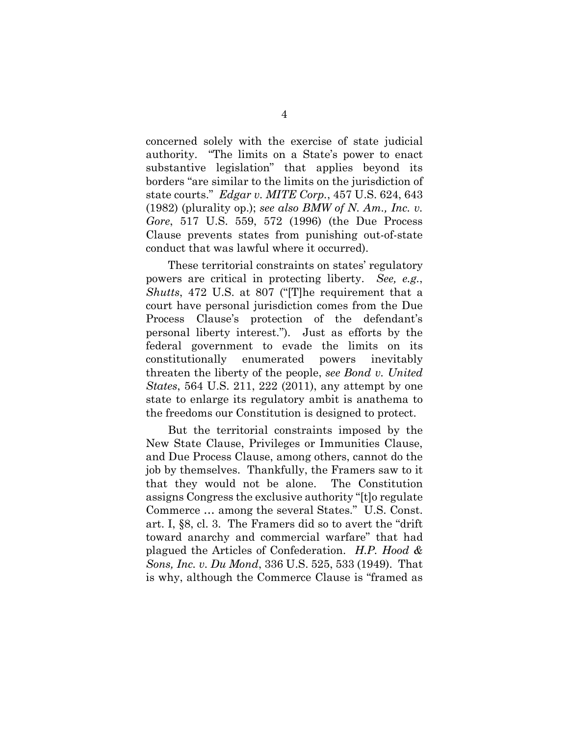concerned solely with the exercise of state judicial authority. "The limits on a State's power to enact substantive legislation" that applies beyond its borders "are similar to the limits on the jurisdiction of state courts." *Edgar v. MITE Corp.*, 457 U.S. 624, 643 (1982) (plurality op.); *see also BMW of N. Am., Inc. v. Gore*, 517 U.S. 559, 572 (1996) (the Due Process Clause prevents states from punishing out-of-state conduct that was lawful where it occurred).

These territorial constraints on states' regulatory powers are critical in protecting liberty. *See, e.g.*, *Shutts*, 472 U.S. at 807 ("[T]he requirement that a court have personal jurisdiction comes from the Due Process Clause's protection of the defendant's personal liberty interest."). Just as efforts by the federal government to evade the limits on its constitutionally enumerated powers inevitably threaten the liberty of the people, *see Bond v. United States*, 564 U.S. 211, 222 (2011), any attempt by one state to enlarge its regulatory ambit is anathema to the freedoms our Constitution is designed to protect.

But the territorial constraints imposed by the New State Clause, Privileges or Immunities Clause, and Due Process Clause, among others, cannot do the job by themselves. Thankfully, the Framers saw to it that they would not be alone. The Constitution assigns Congress the exclusive authority "[t]o regulate Commerce … among the several States." U.S. Const. art. I, §8, cl. 3. The Framers did so to avert the "drift toward anarchy and commercial warfare" that had plagued the Articles of Confederation. *H.P. Hood & Sons, Inc. v. Du Mond*, 336 U.S. 525, 533 (1949). That is why, although the Commerce Clause is "framed as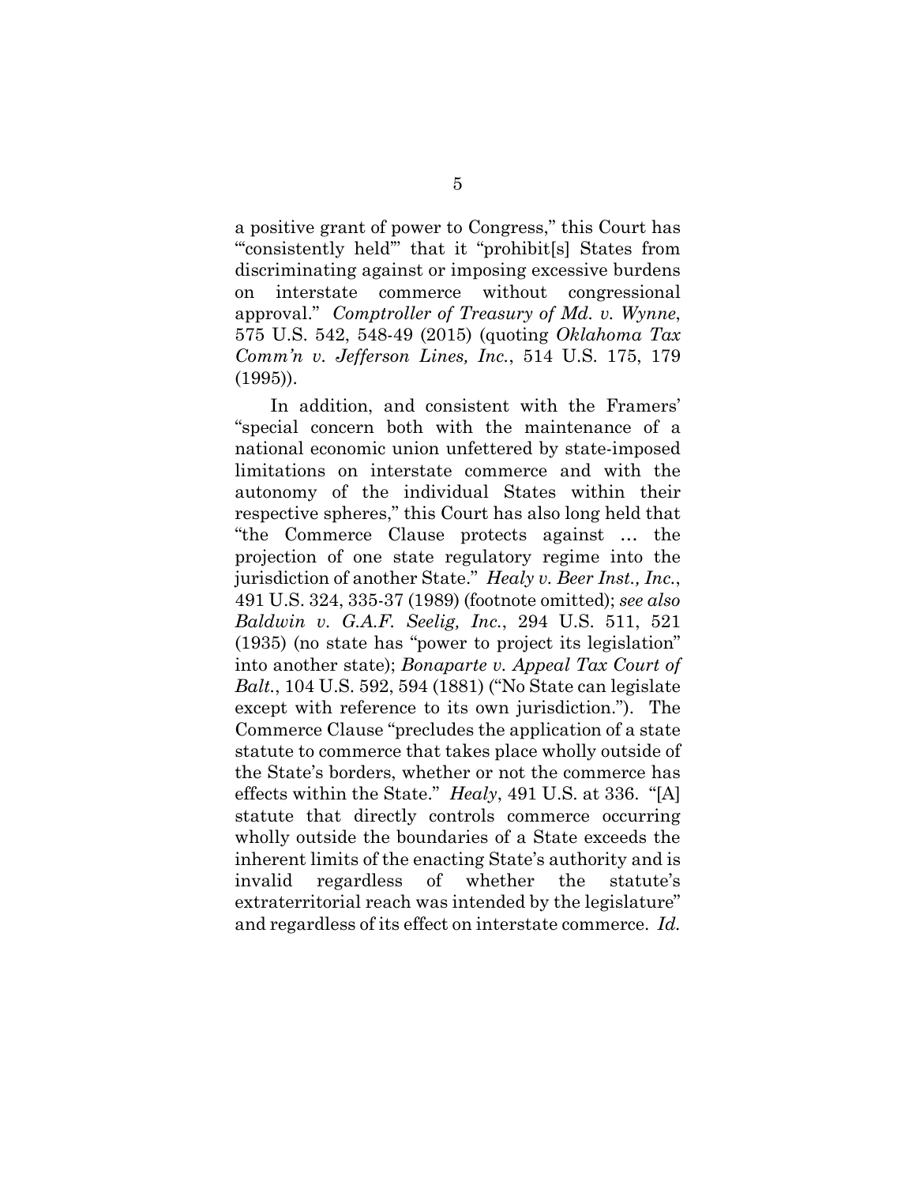a positive grant of power to Congress," this Court has "'consistently held'" that it "prohibit[s] States from discriminating against or imposing excessive burdens on interstate commerce without congressional approval." *Comptroller of Treasury of Md. v. Wynne*, 575 U.S. 542, 548-49 (2015) (quoting *Oklahoma Tax Comm'n v. Jefferson Lines, Inc.*, 514 U.S. 175, 179 (1995)).

In addition, and consistent with the Framers' "special concern both with the maintenance of a national economic union unfettered by state-imposed limitations on interstate commerce and with the autonomy of the individual States within their respective spheres," this Court has also long held that "the Commerce Clause protects against … the projection of one state regulatory regime into the jurisdiction of another State." *Healy v. Beer Inst., Inc.*, 491 U.S. 324, 335-37 (1989) (footnote omitted); *see also Baldwin v. G.A.F. Seelig, Inc.*, 294 U.S. 511, 521 (1935) (no state has "power to project its legislation" into another state); *Bonaparte v. Appeal Tax Court of Balt.*, 104 U.S. 592, 594 (1881) ("No State can legislate except with reference to its own jurisdiction."). The Commerce Clause "precludes the application of a state statute to commerce that takes place wholly outside of the State's borders, whether or not the commerce has effects within the State." *Healy*, 491 U.S. at 336. "[A] statute that directly controls commerce occurring wholly outside the boundaries of a State exceeds the inherent limits of the enacting State's authority and is invalid regardless of whether the statute's extraterritorial reach was intended by the legislature" and regardless of its effect on interstate commerce. *Id.*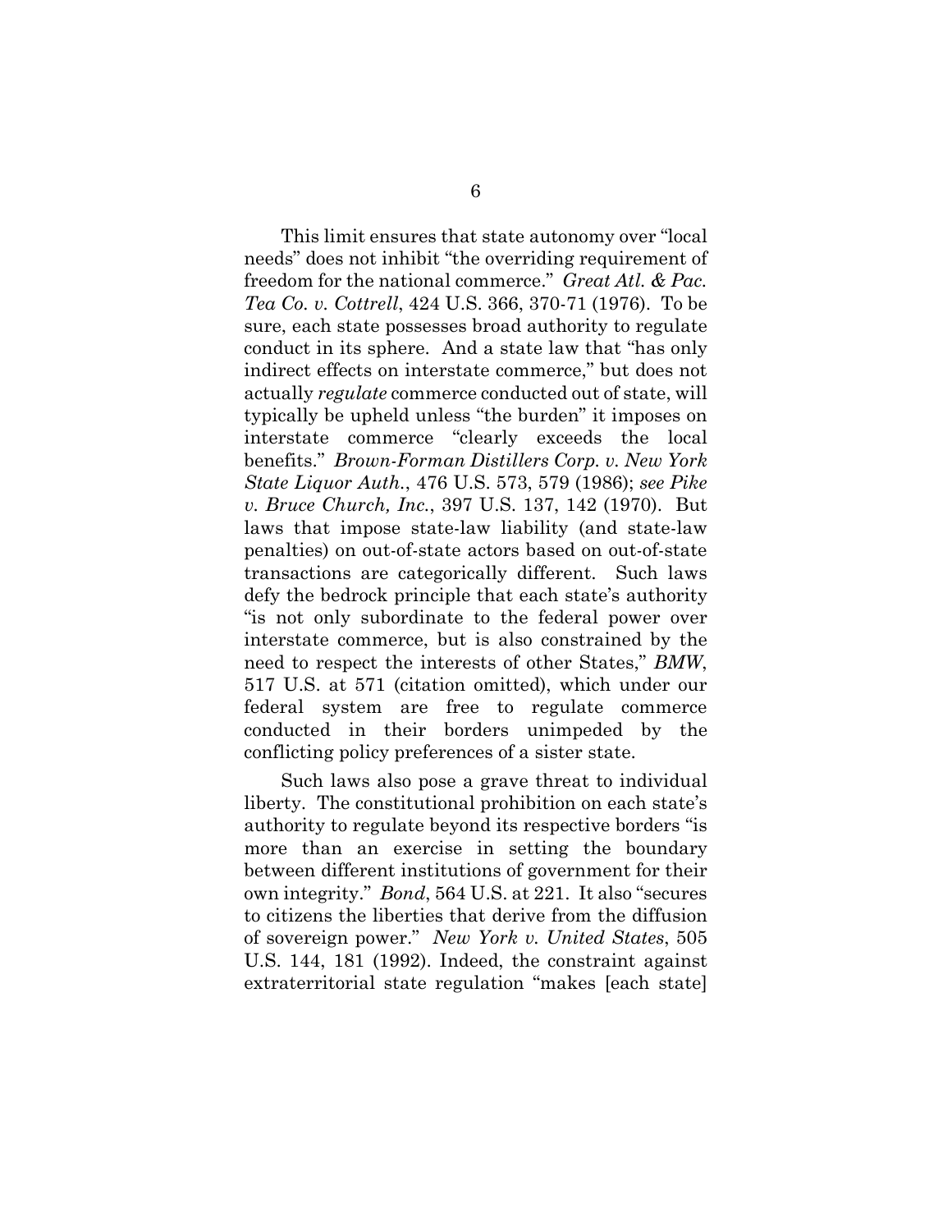This limit ensures that state autonomy over "local needs" does not inhibit "the overriding requirement of freedom for the national commerce." *Great Atl. & Pac. Tea Co. v. Cottrell*, 424 U.S. 366, 370-71 (1976). To be sure, each state possesses broad authority to regulate conduct in its sphere. And a state law that "has only indirect effects on interstate commerce," but does not actually *regulate* commerce conducted out of state, will typically be upheld unless "the burden" it imposes on interstate commerce "clearly exceeds the local benefits." *Brown-Forman Distillers Corp. v. New York State Liquor Auth.*, 476 U.S. 573, 579 (1986); *see Pike v. Bruce Church, Inc.*, 397 U.S. 137, 142 (1970). But laws that impose state-law liability (and state-law penalties) on out-of-state actors based on out-of-state transactions are categorically different. Such laws defy the bedrock principle that each state's authority "is not only subordinate to the federal power over interstate commerce, but is also constrained by the need to respect the interests of other States," *BMW*, 517 U.S. at 571 (citation omitted), which under our federal system are free to regulate commerce conducted in their borders unimpeded by the conflicting policy preferences of a sister state.

Such laws also pose a grave threat to individual liberty. The constitutional prohibition on each state's authority to regulate beyond its respective borders "is more than an exercise in setting the boundary between different institutions of government for their own integrity." *Bond*, 564 U.S. at 221. It also "secures to citizens the liberties that derive from the diffusion of sovereign power." *New York v. United States*, 505 U.S. 144, 181 (1992). Indeed, the constraint against extraterritorial state regulation "makes [each state]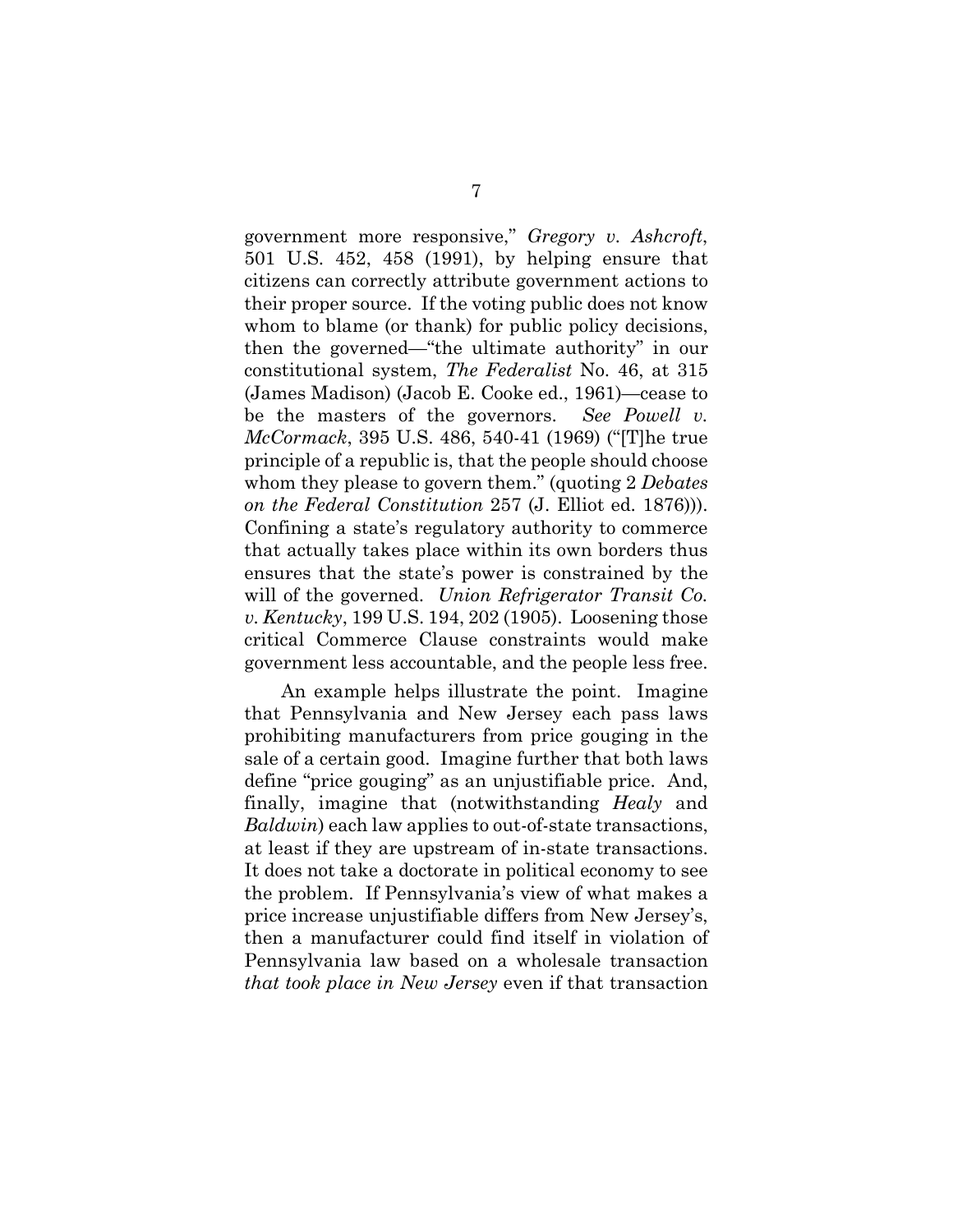government more responsive," *Gregory v. Ashcroft*, 501 U.S. 452, 458 (1991), by helping ensure that citizens can correctly attribute government actions to their proper source. If the voting public does not know whom to blame (or thank) for public policy decisions, then the governed—"the ultimate authority" in our constitutional system, *The Federalist* No. 46, at 315 (James Madison) (Jacob E. Cooke ed., 1961)—cease to be the masters of the governors. *See Powell v. McCormack*, 395 U.S. 486, 540-41 (1969) ("[T]he true principle of a republic is, that the people should choose whom they please to govern them." (quoting 2 *Debates on the Federal Constitution* 257 (J. Elliot ed. 1876))). Confining a state's regulatory authority to commerce that actually takes place within its own borders thus ensures that the state's power is constrained by the will of the governed. *Union Refrigerator Transit Co. v. Kentucky*, 199 U.S. 194, 202 (1905). Loosening those critical Commerce Clause constraints would make government less accountable, and the people less free.

An example helps illustrate the point. Imagine that Pennsylvania and New Jersey each pass laws prohibiting manufacturers from price gouging in the sale of a certain good. Imagine further that both laws define "price gouging" as an unjustifiable price. And, finally, imagine that (notwithstanding *Healy* and *Baldwin*) each law applies to out-of-state transactions, at least if they are upstream of in-state transactions. It does not take a doctorate in political economy to see the problem. If Pennsylvania's view of what makes a price increase unjustifiable differs from New Jersey's, then a manufacturer could find itself in violation of Pennsylvania law based on a wholesale transaction *that took place in New Jersey* even if that transaction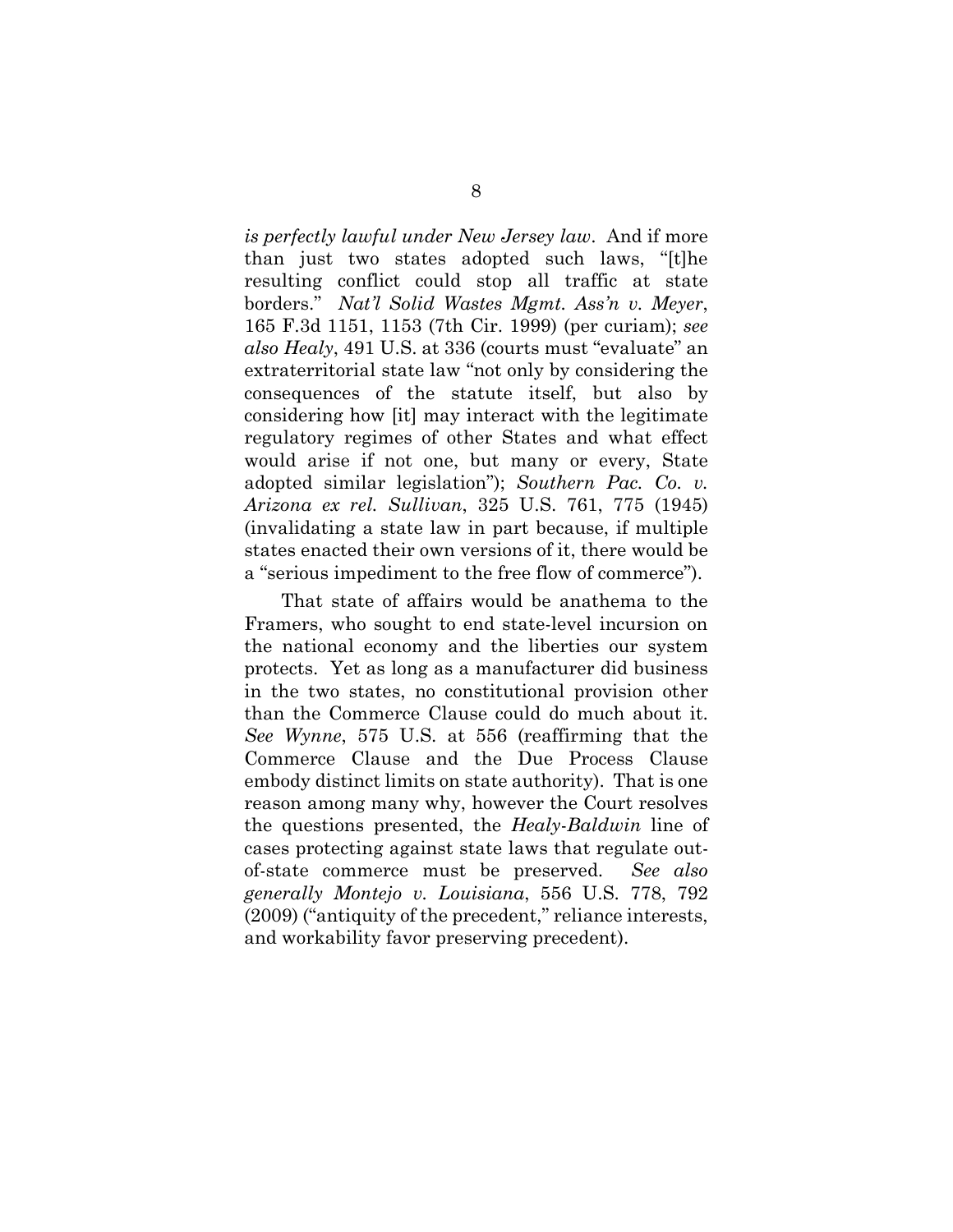*is perfectly lawful under New Jersey law*. And if more than just two states adopted such laws, "[t]he resulting conflict could stop all traffic at state borders." *Nat'l Solid Wastes Mgmt. Ass'n v. Meyer*, 165 F.3d 1151, 1153 (7th Cir. 1999) (per curiam); *see also Healy*, 491 U.S. at 336 (courts must "evaluate" an extraterritorial state law "not only by considering the consequences of the statute itself, but also by considering how [it] may interact with the legitimate regulatory regimes of other States and what effect would arise if not one, but many or every, State adopted similar legislation"); *Southern Pac. Co. v. Arizona ex rel. Sullivan*, 325 U.S. 761, 775 (1945) (invalidating a state law in part because, if multiple states enacted their own versions of it, there would be a "serious impediment to the free flow of commerce").

That state of affairs would be anathema to the Framers, who sought to end state-level incursion on the national economy and the liberties our system protects. Yet as long as a manufacturer did business in the two states, no constitutional provision other than the Commerce Clause could do much about it. *See Wynne*, 575 U.S. at 556 (reaffirming that the Commerce Clause and the Due Process Clause embody distinct limits on state authority). That is one reason among many why, however the Court resolves the questions presented, the *Healy-Baldwin* line of cases protecting against state laws that regulate out-of-state commerce must be preserved. *See also generally Montejo v. Louisiana*, 556 U.S. 778, 792 (2009) ("antiquity of the precedent," reliance interests, and workability favor preserving precedent).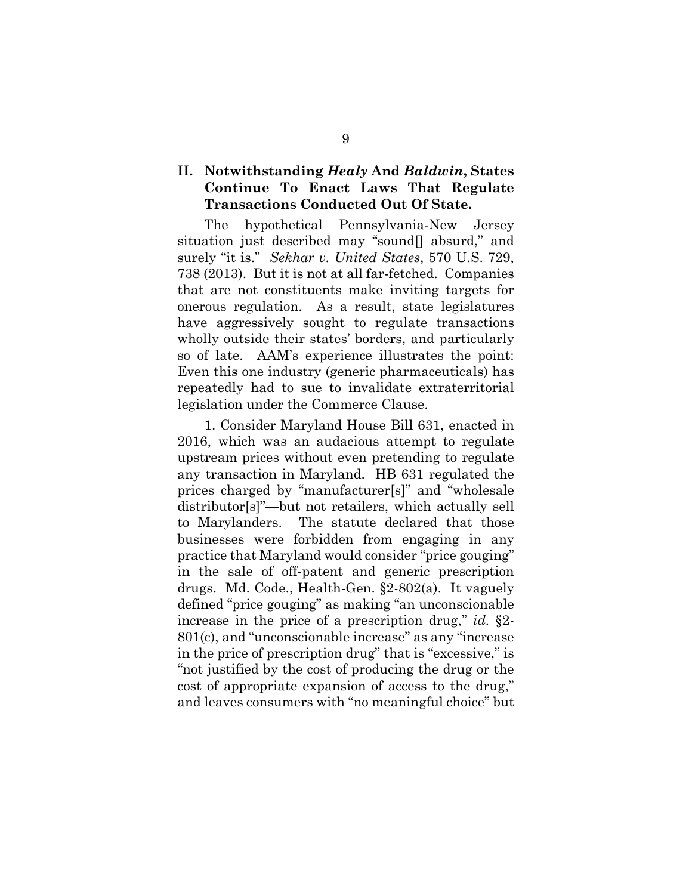## II. Notwithstanding *Healy* And *Baldwin*, States Continue To Enact Laws That Regulate Transactions Conducted Out Of State.

The hypothetical Pennsylvania-New Jersey situation just described may "sound[] absurd," and surely "it is." *Sekhar v. United States*, 570 U.S. 729, 738 (2013). But it is not at all far-fetched. Companies that are not constituents make inviting targets for onerous regulation. As a result, state legislatures have aggressively sought to regulate transactions wholly outside their states' borders, and particularly so of late. AAM's experience illustrates the point: Even this one industry (generic pharmaceuticals) has repeatedly had to sue to invalidate extraterritorial legislation under the Commerce Clause.

1. Consider Maryland House Bill 631, enacted in 2016, which was an audacious attempt to regulate upstream prices without even pretending to regulate any transaction in Maryland. HB 631 regulated the prices charged by "manufacturer[s]" and "wholesale distributor[s]"—but not retailers, which actually sell to Marylanders. The statute declared that those businesses were forbidden from engaging in any practice that Maryland would consider "price gouging" in the sale of off-patent and generic prescription drugs. Md. Code., Health-Gen. §2-802(a). It vaguely defined "price gouging" as making "an unconscionable increase in the price of a prescription drug," *id.* §2-801(c), and "unconscionable increase" as any "increase in the price of prescription drug" that is "excessive," is "not justified by the cost of producing the drug or the cost of appropriate expansion of access to the drug," and leaves consumers with "no meaningful choice" but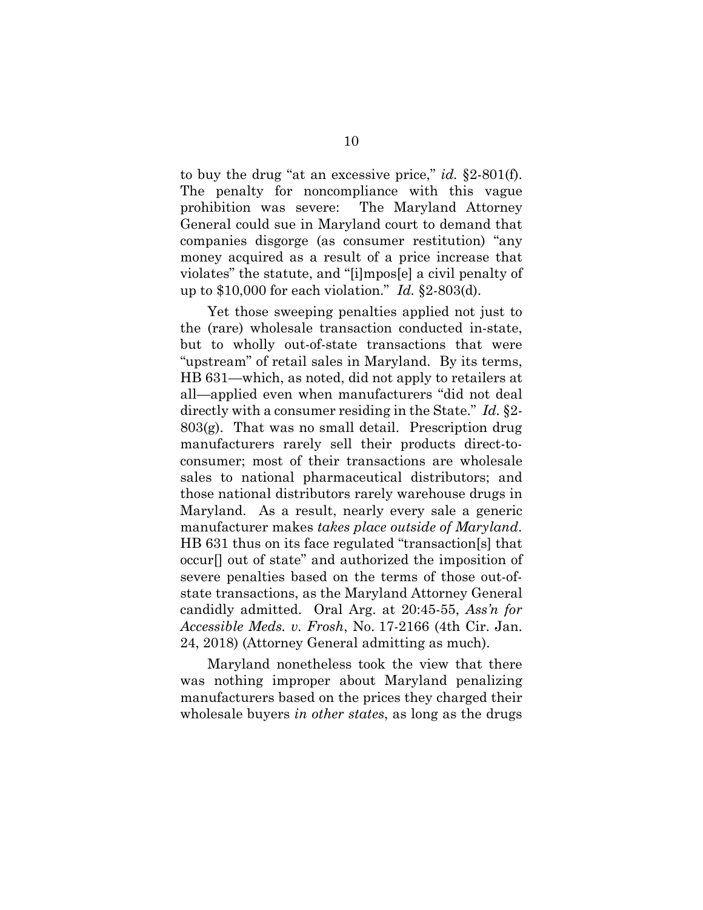to buy the drug "at an excessive price," *id.* §2-801(f). The penalty for noncompliance with this vague prohibition was severe: The Maryland Attorney General could sue in Maryland court to demand that companies disgorge (as consumer restitution) "any money acquired as a result of a price increase that violates" the statute, and "[i]mpos[e] a civil penalty of up to $10,000 for each violation." *Id.* §2-803(d).

Yet those sweeping penalties applied not just to the (rare) wholesale transaction conducted in-state, but to wholly out-of-state transactions that were "upstream" of retail sales in Maryland. By its terms, HB 631—which, as noted, did not apply to retailers at all—applied even when manufacturers "did not deal directly with a consumer residing in the State." *Id.* §2-803(g). That was no small detail. Prescription drug manufacturers rarely sell their products direct-to-consumer; most of their transactions are wholesale sales to national pharmaceutical distributors; and those national distributors rarely warehouse drugs in Maryland. As a result, nearly every sale a generic manufacturer makes *takes place outside of Maryland*. HB 631 thus on its face regulated "transaction[s] that occur[] out of state" and authorized the imposition of severe penalties based on the terms of those out-of-state transactions, as the Maryland Attorney General candidly admitted. Oral Arg. at 20:45-55, *Ass'n for Accessible Meds. v. Frosh*, No. 17-2166 (4th Cir. Jan. 24, 2018) (Attorney General admitting as much).

Maryland nonetheless took the view that there was nothing improper about Maryland penalizing manufacturers based on the prices they charged their wholesale buyers *in other states*, as long as the drugs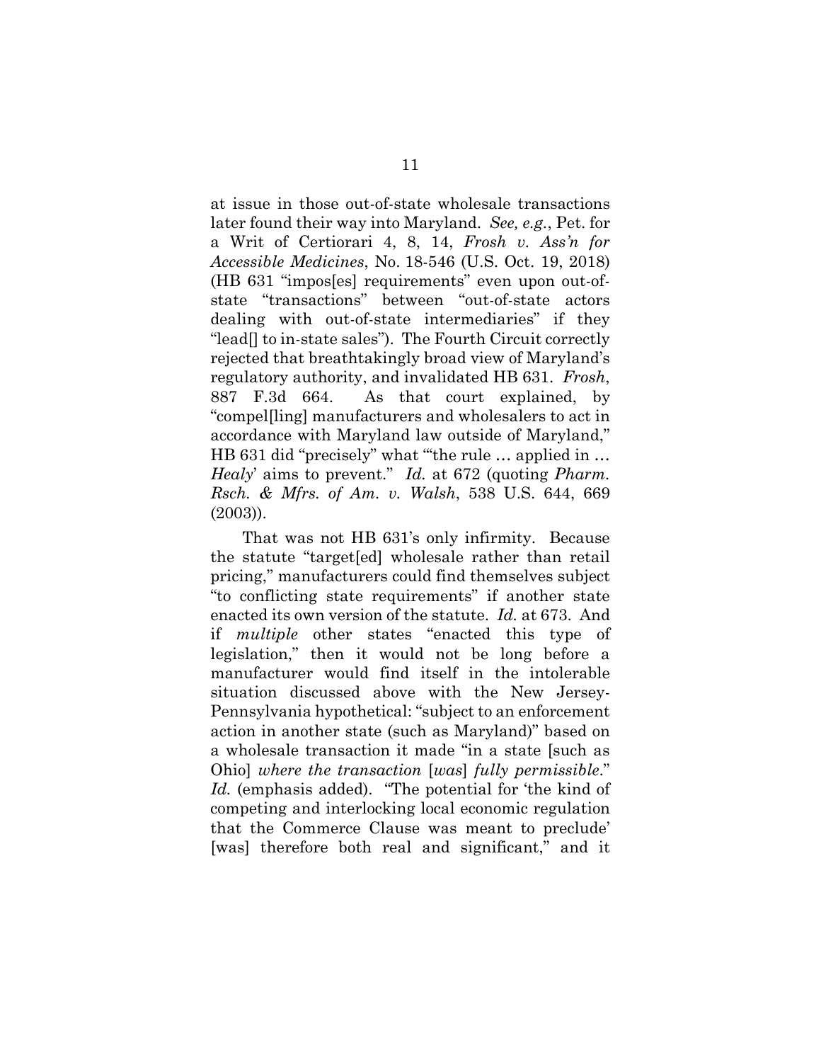at issue in those out-of-state wholesale transactions later found their way into Maryland. *See, e.g.*, Pet. for a Writ of Certiorari 4, 8, 14, *Frosh v. Ass'n for Accessible Medicines*, No. 18-546 (U.S. Oct. 19, 2018) (HB 631 "impos[es] requirements" even upon out-of-state "transactions" between "out-of-state actors dealing with out-of-state intermediaries" if they "lead[] to in-state sales"). The Fourth Circuit correctly rejected that breathtakingly broad view of Maryland's regulatory authority, and invalidated HB 631. *Frosh*, 887 F.3d 664. As that court explained, by "compel[ling] manufacturers and wholesalers to act in accordance with Maryland law outside of Maryland," HB 631 did "precisely" what "'the rule … applied in … *Healy*' aims to prevent." *Id.* at 672 (quoting *Pharm. Rsch. & Mfrs. of Am. v. Walsh*, 538 U.S. 644, 669 (2003)).

That was not HB 631's only infirmity. Because the statute "target[ed] wholesale rather than retail pricing," manufacturers could find themselves subject "to conflicting state requirements" if another state enacted its own version of the statute. *Id.* at 673. And if *multiple* other states "enacted this type of legislation," then it would not be long before a manufacturer would find itself in the intolerable situation discussed above with the New Jersey-Pennsylvania hypothetical: "subject to an enforcement action in another state (such as Maryland)" based on a wholesale transaction it made "in a state [such as Ohio] *where the transaction* [*was*] *fully permissible*." *Id.* (emphasis added). "The potential for 'the kind of competing and interlocking local economic regulation that the Commerce Clause was meant to preclude' [was] therefore both real and significant," and it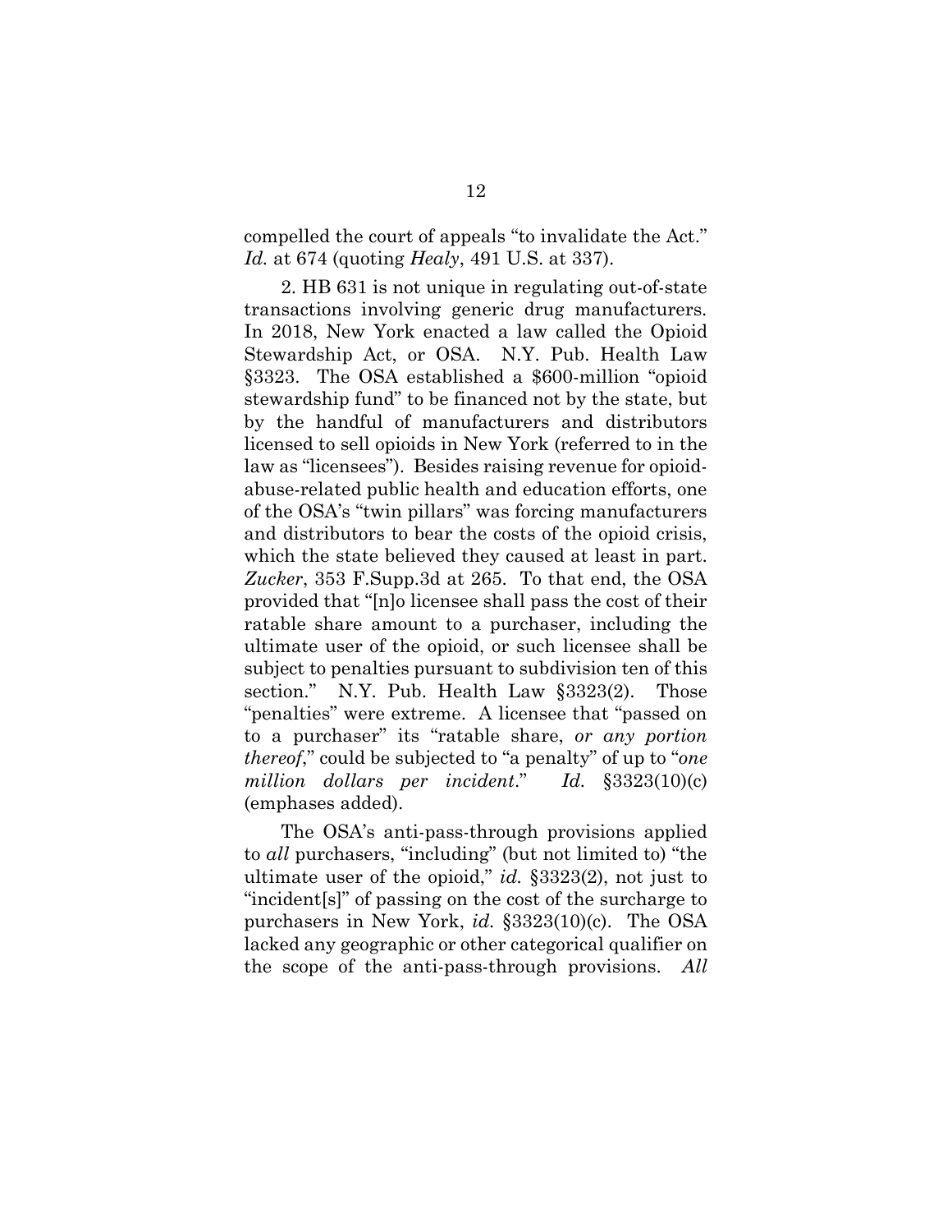compelled the court of appeals "to invalidate the Act." *Id.* at 674 (quoting *Healy*, 491 U.S. at 337).

2. HB 631 is not unique in regulating out-of-state transactions involving generic drug manufacturers. In 2018, New York enacted a law called the Opioid Stewardship Act, or OSA. N.Y. Pub. Health Law §3323. The OSA established a $600-million "opioid stewardship fund" to be financed not by the state, but by the handful of manufacturers and distributors licensed to sell opioids in New York (referred to in the law as "licensees"). Besides raising revenue for opioid-abuse-related public health and education efforts, one of the OSA's "twin pillars" was forcing manufacturers and distributors to bear the costs of the opioid crisis, which the state believed they caused at least in part. *Zucker*, 353 F.Supp.3d at 265. To that end, the OSA provided that "[n]o licensee shall pass the cost of their ratable share amount to a purchaser, including the ultimate user of the opioid, or such licensee shall be subject to penalties pursuant to subdivision ten of this section." N.Y. Pub. Health Law §3323(2). Those "penalties" were extreme. A licensee that "passed on to a purchaser" its "ratable share, *or any portion thereof*," could be subjected to "a penalty" of up to "*one million dollars per incident*." *Id.* §3323(10)(c) (emphases added).

The OSA's anti-pass-through provisions applied to *all* purchasers, "including" (but not limited to) "the ultimate user of the opioid," *id.* §3323(2), not just to "incident[s]" of passing on the cost of the surcharge to purchasers in New York, *id.* §3323(10)(c). The OSA lacked any geographic or other categorical qualifier on the scope of the anti-pass-through provisions. *All*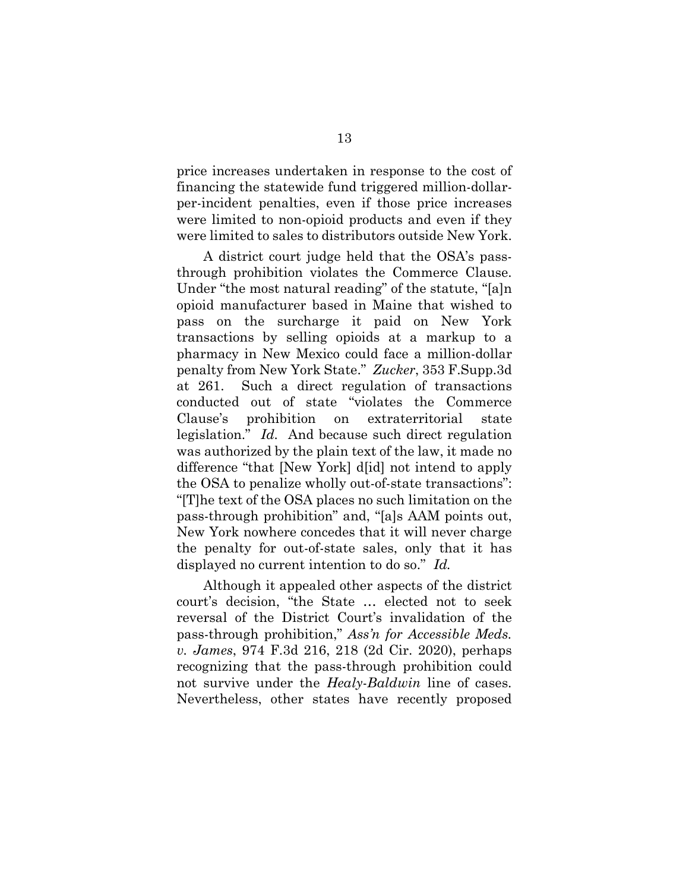price increases undertaken in response to the cost of financing the statewide fund triggered million-dollar-per-incident penalties, even if those price increases were limited to non-opioid products and even if they were limited to sales to distributors outside New York.

A district court judge held that the OSA's pass-through prohibition violates the Commerce Clause. Under "the most natural reading" of the statute, "[a]n opioid manufacturer based in Maine that wished to pass on the surcharge it paid on New York transactions by selling opioids at a markup to a pharmacy in New Mexico could face a million-dollar penalty from New York State." *Zucker*, 353 F.Supp.3d at 261. Such a direct regulation of transactions conducted out of state "violates the Commerce Clause's prohibition on extraterritorial state legislation." *Id.* And because such direct regulation was authorized by the plain text of the law, it made no difference "that [New York] d[id] not intend to apply the OSA to penalize wholly out-of-state transactions": "[T]he text of the OSA places no such limitation on the pass-through prohibition" and, "[a]s AAM points out, New York nowhere concedes that it will never charge the penalty for out-of-state sales, only that it has displayed no current intention to do so." *Id.*

Although it appealed other aspects of the district court's decision, "the State … elected not to seek reversal of the District Court's invalidation of the pass-through prohibition," *Ass'n for Accessible Meds. v. James*, 974 F.3d 216, 218 (2d Cir. 2020), perhaps recognizing that the pass-through prohibition could not survive under the *Healy-Baldwin* line of cases. Nevertheless, other states have recently proposed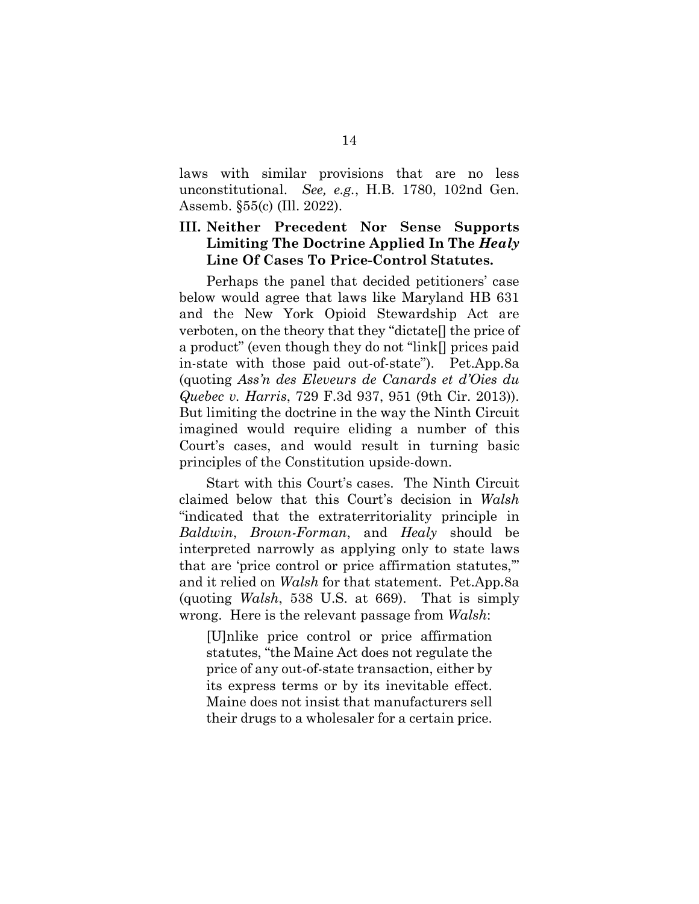laws with similar provisions that are no less unconstitutional. *See, e.g.*, H.B. 1780, 102nd Gen. Assemb. §55(c) (Ill. 2022).

### III. Neither Precedent Nor Sense Supports Limiting The Doctrine Applied In The *Healy* Line Of Cases To Price-Control Statutes.

Perhaps the panel that decided petitioners' case below would agree that laws like Maryland HB 631 and the New York Opioid Stewardship Act are verboten, on the theory that they "dictate[] the price of a product" (even though they do not "link[] prices paid in-state with those paid out-of-state"). Pet.App.8a (quoting *Ass'n des Eleveurs de Canards et d'Oies du Quebec v. Harris*, 729 F.3d 937, 951 (9th Cir. 2013)). But limiting the doctrine in the way the Ninth Circuit imagined would require eliding a number of this Court's cases, and would result in turning basic principles of the Constitution upside-down.

Start with this Court's cases. The Ninth Circuit claimed below that this Court's decision in *Walsh* "indicated that the extraterritoriality principle in *Baldwin*, *Brown-Forman*, and *Healy* should be interpreted narrowly as applying only to state laws that are 'price control or price affirmation statutes,'" and it relied on *Walsh* for that statement. Pet.App.8a (quoting *Walsh*, 538 U.S. at 669). That is simply wrong. Here is the relevant passage from *Walsh*:

> [U]nlike price control or price affirmation statutes, "the Maine Act does not regulate the price of any out-of-state transaction, either by its express terms or by its inevitable effect. Maine does not insist that manufacturers sell their drugs to a wholesaler for a certain price.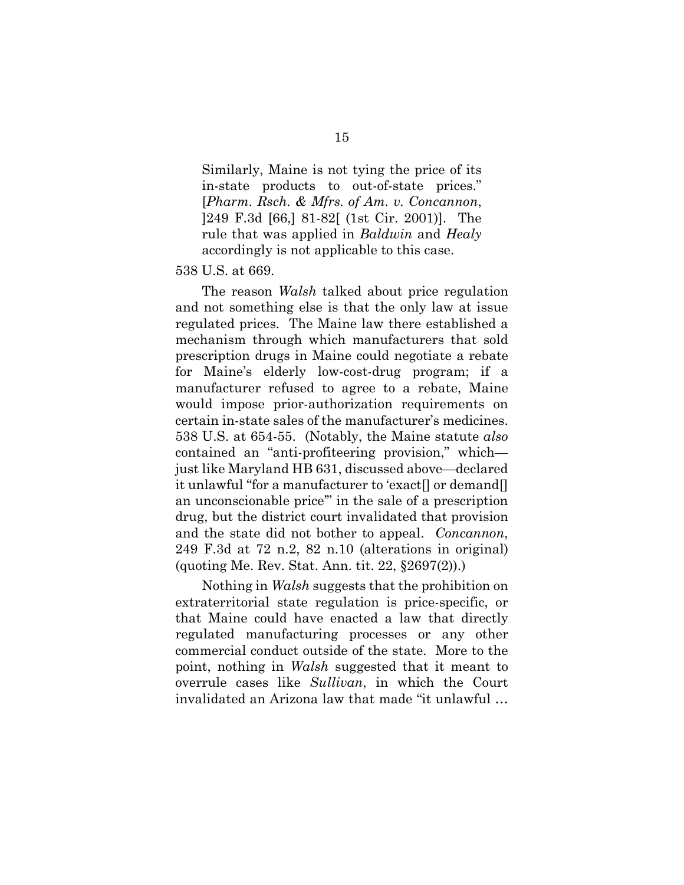> Similarly, Maine is not tying the price of its in-state products to out-of-state prices." [*Pharm. Rsch. & Mfrs. of Am. v. Concannon*, ]249 F.3d [66,] 81-82[ (1st Cir. 2001)]. The rule that was applied in *Baldwin* and *Healy* accordingly is not applicable to this case.

538 U.S. at 669.

The reason *Walsh* talked about price regulation and not something else is that the only law at issue regulated prices. The Maine law there established a mechanism through which manufacturers that sold prescription drugs in Maine could negotiate a rebate for Maine's elderly low-cost-drug program; if a manufacturer refused to agree to a rebate, Maine would impose prior-authorization requirements on certain in-state sales of the manufacturer's medicines. 538 U.S. at 654-55. (Notably, the Maine statute *also* contained an "anti-profiteering provision," which—just like Maryland HB 631, discussed above—declared it unlawful "for a manufacturer to 'exact[] or demand[] an unconscionable price'" in the sale of a prescription drug, but the district court invalidated that provision and the state did not bother to appeal. *Concannon*, 249 F.3d at 72 n.2, 82 n.10 (alterations in original) (quoting Me. Rev. Stat. Ann. tit. 22, §2697(2)).)

Nothing in *Walsh* suggests that the prohibition on extraterritorial state regulation is price-specific, or that Maine could have enacted a law that directly regulated manufacturing processes or any other commercial conduct outside of the state. More to the point, nothing in *Walsh* suggested that it meant to overrule cases like *Sullivan*, in which the Court invalidated an Arizona law that made "it unlawful …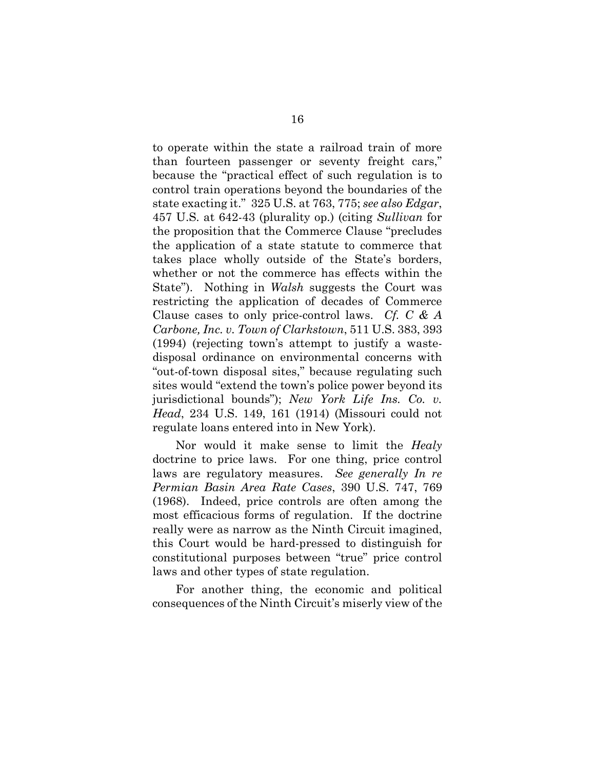to operate within the state a railroad train of more than fourteen passenger or seventy freight cars," because the "practical effect of such regulation is to control train operations beyond the boundaries of the state exacting it." 325 U.S. at 763, 775; *see also Edgar*, 457 U.S. at 642-43 (plurality op.) (citing *Sullivan* for the proposition that the Commerce Clause "precludes the application of a state statute to commerce that takes place wholly outside of the State's borders, whether or not the commerce has effects within the State"). Nothing in *Walsh* suggests the Court was restricting the application of decades of Commerce Clause cases to only price-control laws. *Cf. C & A Carbone, Inc. v. Town of Clarkstown*, 511 U.S. 383, 393 (1994) (rejecting town's attempt to justify a waste-disposal ordinance on environmental concerns with "out-of-town disposal sites," because regulating such sites would "extend the town's police power beyond its jurisdictional bounds"); *New York Life Ins. Co. v. Head*, 234 U.S. 149, 161 (1914) (Missouri could not regulate loans entered into in New York).

Nor would it make sense to limit the *Healy* doctrine to price laws. For one thing, price control laws are regulatory measures. *See generally In re Permian Basin Area Rate Cases*, 390 U.S. 747, 769 (1968). Indeed, price controls are often among the most efficacious forms of regulation. If the doctrine really were as narrow as the Ninth Circuit imagined, this Court would be hard-pressed to distinguish for constitutional purposes between "true" price control laws and other types of state regulation.

For another thing, the economic and political consequences of the Ninth Circuit's miserly view of the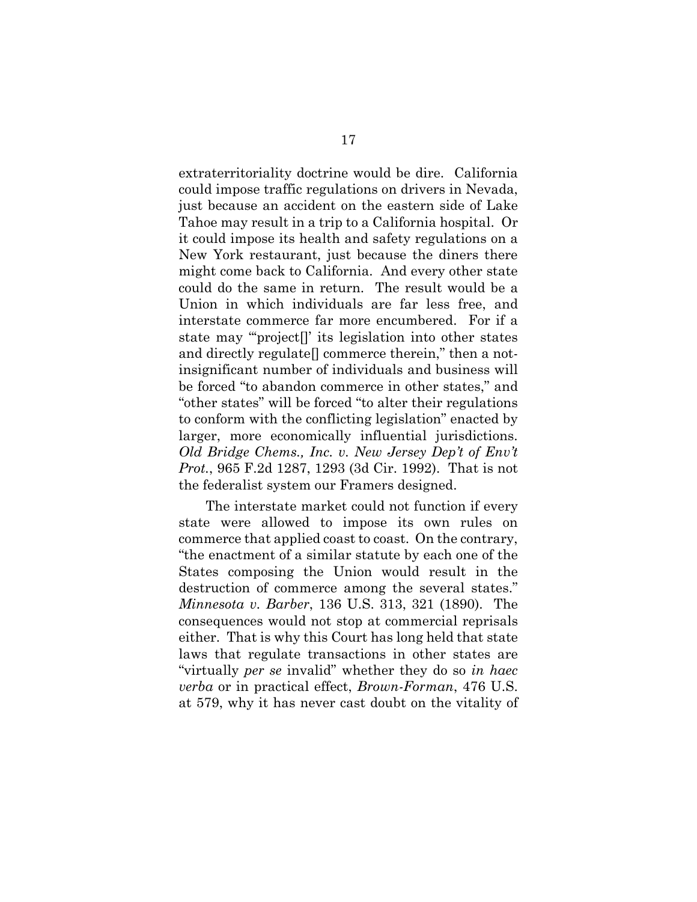extraterritoriality doctrine would be dire. California could impose traffic regulations on drivers in Nevada, just because an accident on the eastern side of Lake Tahoe may result in a trip to a California hospital. Or it could impose its health and safety regulations on a New York restaurant, just because the diners there might come back to California. And every other state could do the same in return. The result would be a Union in which individuals are far less free, and interstate commerce far more encumbered. For if a state may "'project[]' its legislation into other states and directly regulate[] commerce therein," then a not-insignificant number of individuals and business will be forced "to abandon commerce in other states," and "other states" will be forced "to alter their regulations to conform with the conflicting legislation" enacted by larger, more economically influential jurisdictions. *Old Bridge Chems., Inc. v. New Jersey Dep't of Env't Prot.*, 965 F.2d 1287, 1293 (3d Cir. 1992). That is not the federalist system our Framers designed.

The interstate market could not function if every state were allowed to impose its own rules on commerce that applied coast to coast. On the contrary, "the enactment of a similar statute by each one of the States composing the Union would result in the destruction of commerce among the several states." *Minnesota v. Barber*, 136 U.S. 313, 321 (1890). The consequences would not stop at commercial reprisals either. That is why this Court has long held that state laws that regulate transactions in other states are "virtually *per se* invalid" whether they do so *in haec verba* or in practical effect, *Brown-Forman*, 476 U.S. at 579, why it has never cast doubt on the vitality of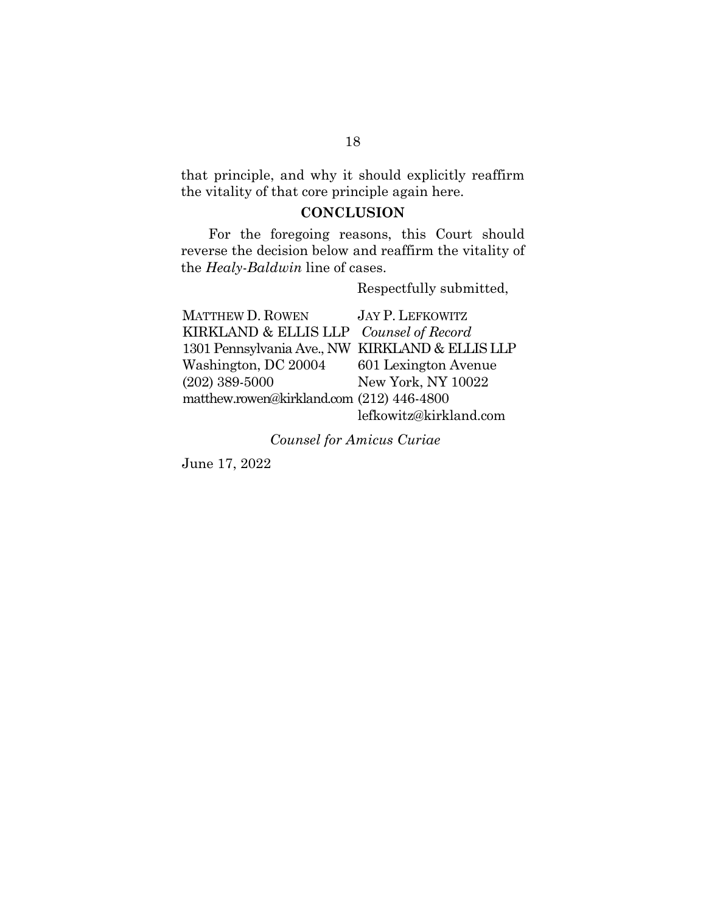that principle, and why it should explicitly reaffirm the vitality of that core principle again here.

## CONCLUSION

For the foregoing reasons, this Court should reverse the decision below and reaffirm the vitality of the *Healy-Baldwin* line of cases.

Respectfully submitted,

MATTHEW D. ROWEN
KIRKLAND & ELLIS LLP
1301 Pennsylvania Ave., NW
Washington, DC 20004
(202) 389-5000
matthew.rowen@kirkland.com

JAY P. LEFKOWITZ
*Counsel of Record*
KIRKLAND & ELLIS LLP
601 Lexington Avenue
New York, NY 10022
(212) 446-4800
lefkowitz@kirkland.com

*Counsel for Amicus Curiae*

June 17, 2022